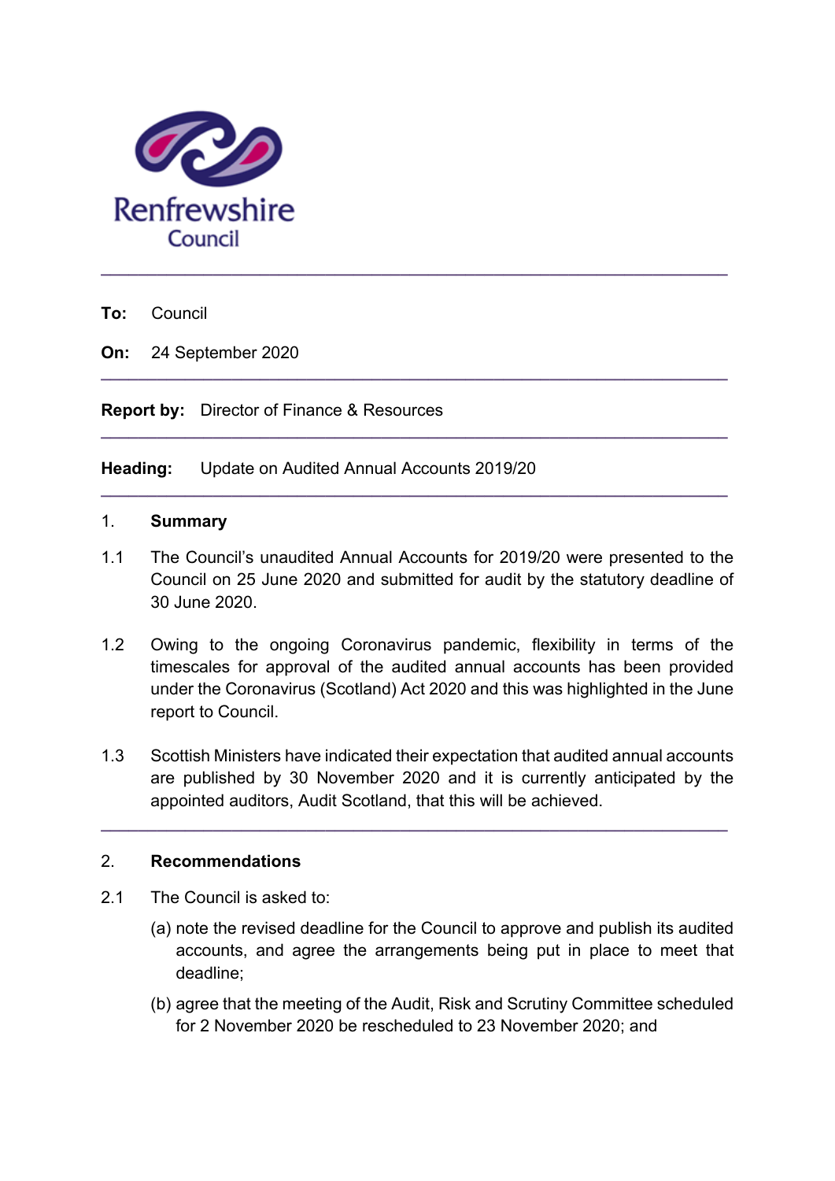Renfrewshire Council

---

**To:** Council

**On:** 24 September 2020

---

**Report by:** Director of Finance & Resources

---

**Heading:** Update on Audited Annual Accounts 2019/20

---

## 1. Summary

1.1 The Council's unaudited Annual Accounts for 2019/20 were presented to the Council on 25 June 2020 and submitted for audit by the statutory deadline of 30 June 2020.

1.2 Owing to the ongoing Coronavirus pandemic, flexibility in terms of the timescales for approval of the audited annual accounts has been provided under the Coronavirus (Scotland) Act 2020 and this was highlighted in the June report to Council.

1.3 Scottish Ministers have indicated their expectation that audited annual accounts are published by 30 November 2020 and it is currently anticipated by the appointed auditors, Audit Scotland, that this will be achieved.

---

## 2. Recommendations

2.1 The Council is asked to:

(a) note the revised deadline for the Council to approve and publish its audited accounts, and agree the arrangements being put in place to meet that deadline;

(b) agree that the meeting of the Audit, Risk and Scrutiny Committee scheduled for 2 November 2020 be rescheduled to 23 November 2020; and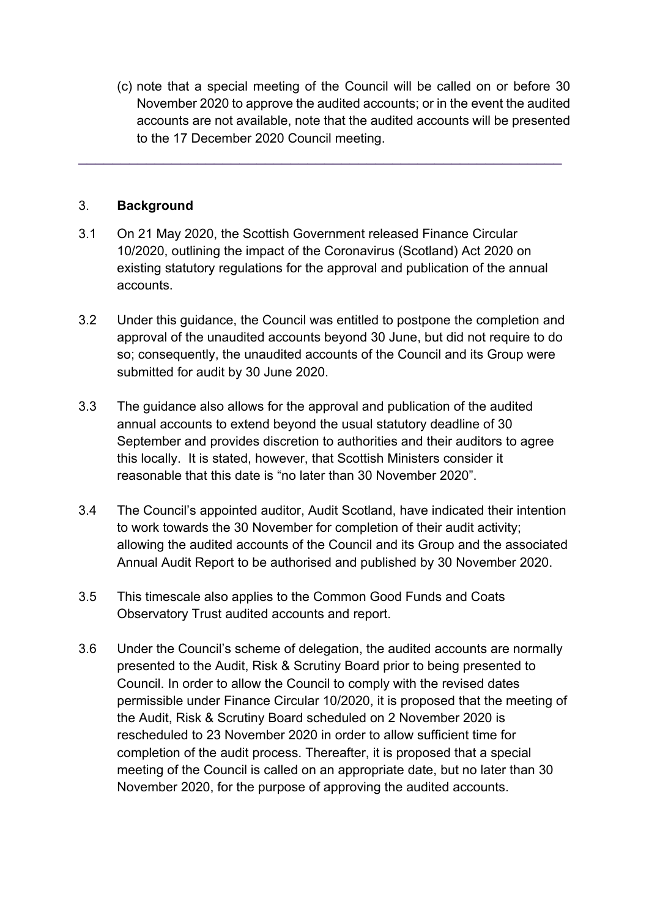(c) note that a special meeting of the Council will be called on or before 30 November 2020 to approve the audited accounts; or in the event the audited accounts are not available, note that the audited accounts will be presented to the 17 December 2020 Council meeting.

---

## 3. Background

3.1 On 21 May 2020, the Scottish Government released Finance Circular 10/2020, outlining the impact of the Coronavirus (Scotland) Act 2020 on existing statutory regulations for the approval and publication of the annual accounts.

3.2 Under this guidance, the Council was entitled to postpone the completion and approval of the unaudited accounts beyond 30 June, but did not require to do so; consequently, the unaudited accounts of the Council and its Group were submitted for audit by 30 June 2020.

3.3 The guidance also allows for the approval and publication of the audited annual accounts to extend beyond the usual statutory deadline of 30 September and provides discretion to authorities and their auditors to agree this locally. It is stated, however, that Scottish Ministers consider it reasonable that this date is "no later than 30 November 2020".

3.4 The Council's appointed auditor, Audit Scotland, have indicated their intention to work towards the 30 November for completion of their audit activity; allowing the audited accounts of the Council and its Group and the associated Annual Audit Report to be authorised and published by 30 November 2020.

3.5 This timescale also applies to the Common Good Funds and Coats Observatory Trust audited accounts and report.

3.6 Under the Council's scheme of delegation, the audited accounts are normally presented to the Audit, Risk & Scrutiny Board prior to being presented to Council. In order to allow the Council to comply with the revised dates permissible under Finance Circular 10/2020, it is proposed that the meeting of the Audit, Risk & Scrutiny Board scheduled on 2 November 2020 is rescheduled to 23 November 2020 in order to allow sufficient time for completion of the audit process. Thereafter, it is proposed that a special meeting of the Council is called on an appropriate date, but no later than 30 November 2020, for the purpose of approving the audited accounts.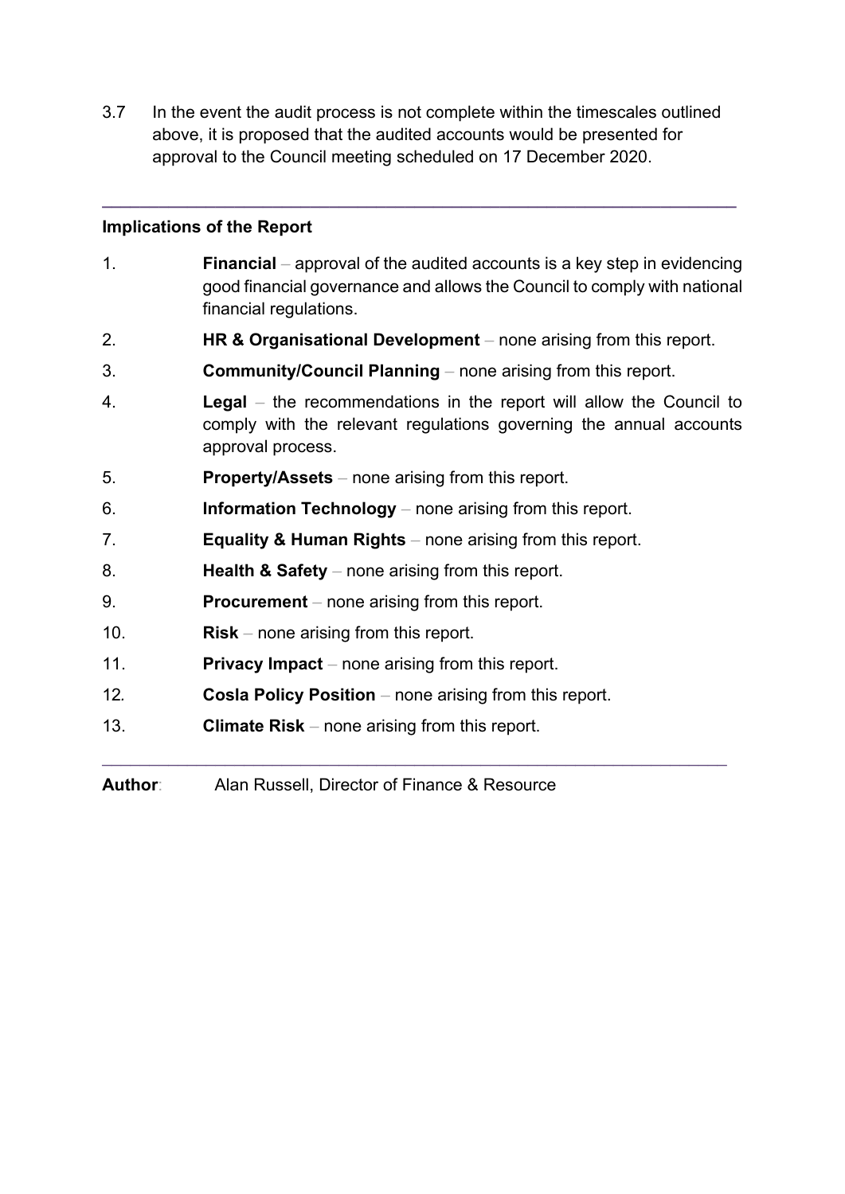3.7 In the event the audit process is not complete within the timescales outlined above, it is proposed that the audited accounts would be presented for approval to the Council meeting scheduled on 17 December 2020.

---

**Implications of the Report**

1. **Financial** – approval of the audited accounts is a key step in evidencing good financial governance and allows the Council to comply with national financial regulations.
2. **HR & Organisational Development** – none arising from this report.
3. **Community/Council Planning** – none arising from this report.
4. **Legal** – the recommendations in the report will allow the Council to comply with the relevant regulations governing the annual accounts approval process.
5. **Property/Assets** – none arising from this report.
6. **Information Technology** – none arising from this report.
7. **Equality & Human Rights** – none arising from this report.
8. **Health & Safety** – none arising from this report.
9. **Procurement** – none arising from this report.
10. **Risk** – none arising from this report.
11. **Privacy Impact** – none arising from this report.
12. **Cosla Policy Position** – none arising from this report.
13. **Climate Risk** – none arising from this report.

---

**Author**: Alan Russell, Director of Finance & Resource